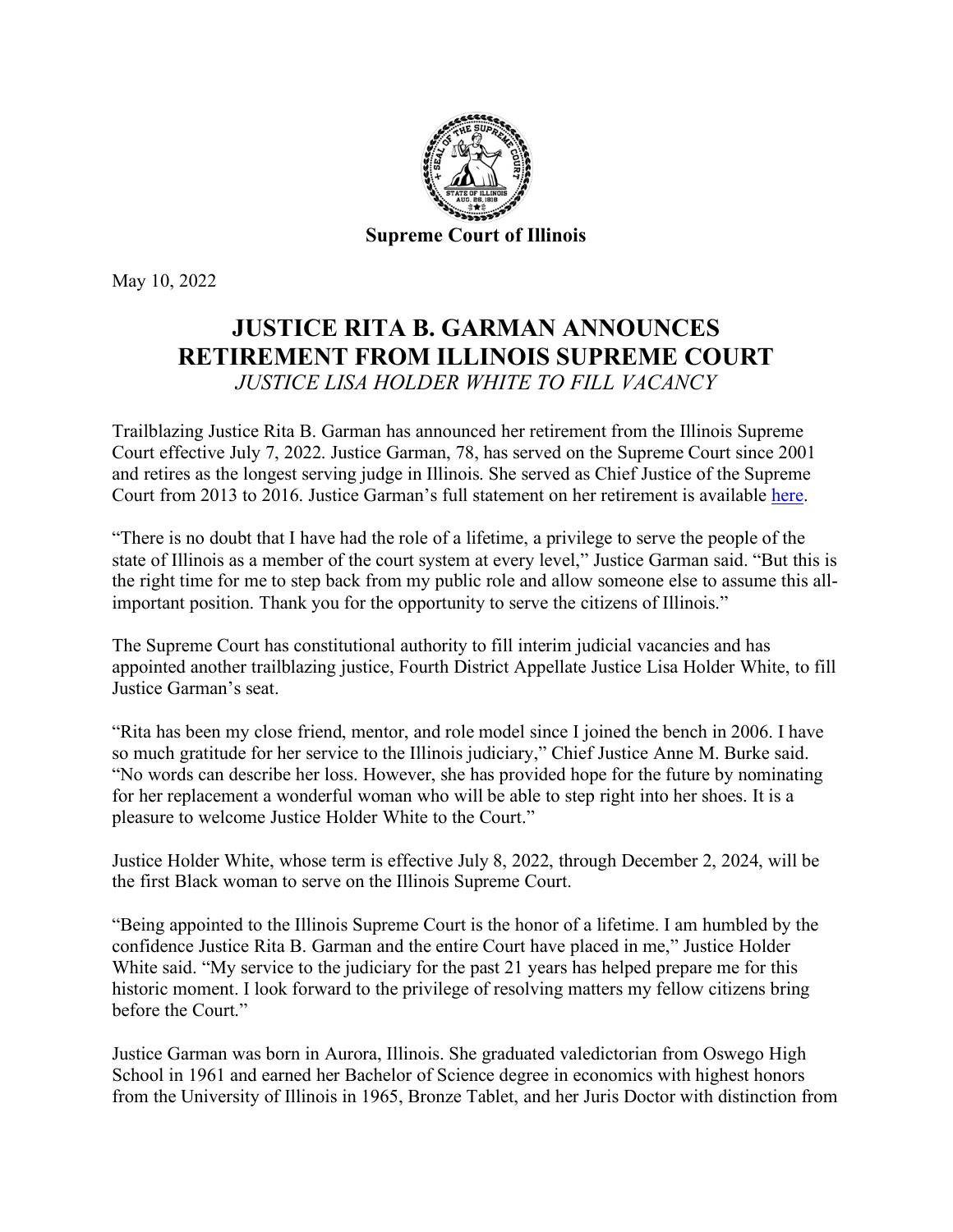**Supreme Court of Illinois**

May 10, 2022

# JUSTICE RITA B. GARMAN ANNOUNCES RETIREMENT FROM ILLINOIS SUPREME COURT

*JUSTICE LISA HOLDER WHITE TO FILL VACANCY*

Trailblazing Justice Rita B. Garman has announced her retirement from the Illinois Supreme Court effective July 7, 2022. Justice Garman, 78, has served on the Supreme Court since 2001 and retires as the longest serving judge in Illinois. She served as Chief Justice of the Supreme Court from 2013 to 2016. Justice Garman's full statement on her retirement is available here.

"There is no doubt that I have had the role of a lifetime, a privilege to serve the people of the state of Illinois as a member of the court system at every level," Justice Garman said. "But this is the right time for me to step back from my public role and allow someone else to assume this all-important position. Thank you for the opportunity to serve the citizens of Illinois."

The Supreme Court has constitutional authority to fill interim judicial vacancies and has appointed another trailblazing justice, Fourth District Appellate Justice Lisa Holder White, to fill Justice Garman's seat.

"Rita has been my close friend, mentor, and role model since I joined the bench in 2006. I have so much gratitude for her service to the Illinois judiciary," Chief Justice Anne M. Burke said. "No words can describe her loss. However, she has provided hope for the future by nominating for her replacement a wonderful woman who will be able to step right into her shoes. It is a pleasure to welcome Justice Holder White to the Court."

Justice Holder White, whose term is effective July 8, 2022, through December 2, 2024, will be the first Black woman to serve on the Illinois Supreme Court.

"Being appointed to the Illinois Supreme Court is the honor of a lifetime. I am humbled by the confidence Justice Rita B. Garman and the entire Court have placed in me," Justice Holder White said. "My service to the judiciary for the past 21 years has helped prepare me for this historic moment. I look forward to the privilege of resolving matters my fellow citizens bring before the Court."

Justice Garman was born in Aurora, Illinois. She graduated valedictorian from Oswego High School in 1961 and earned her Bachelor of Science degree in economics with highest honors from the University of Illinois in 1965, Bronze Tablet, and her Juris Doctor with distinction from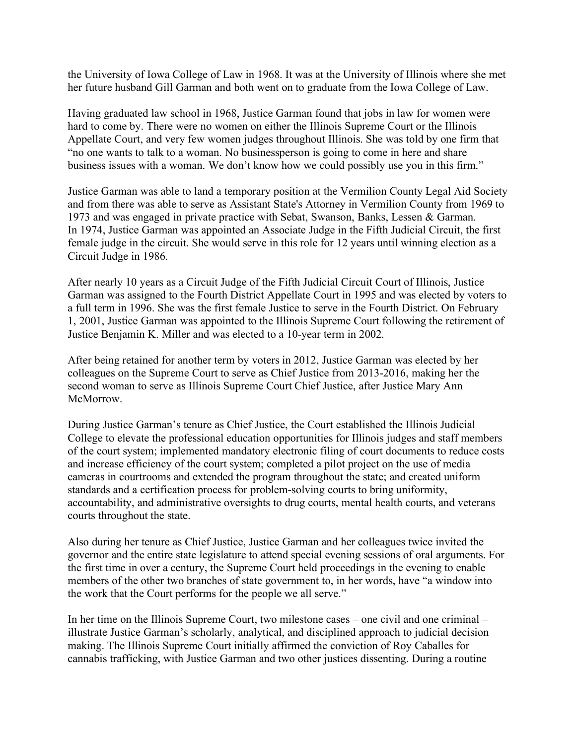the University of Iowa College of Law in 1968. It was at the University of Illinois where she met her future husband Gill Garman and both went on to graduate from the Iowa College of Law.

Having graduated law school in 1968, Justice Garman found that jobs in law for women were hard to come by. There were no women on either the Illinois Supreme Court or the Illinois Appellate Court, and very few women judges throughout Illinois. She was told by one firm that "no one wants to talk to a woman. No businessperson is going to come in here and share business issues with a woman. We don't know how we could possibly use you in this firm."

Justice Garman was able to land a temporary position at the Vermilion County Legal Aid Society and from there was able to serve as Assistant State's Attorney in Vermilion County from 1969 to 1973 and was engaged in private practice with Sebat, Swanson, Banks, Lessen & Garman. In 1974, Justice Garman was appointed an Associate Judge in the Fifth Judicial Circuit, the first female judge in the circuit. She would serve in this role for 12 years until winning election as a Circuit Judge in 1986.

After nearly 10 years as a Circuit Judge of the Fifth Judicial Circuit Court of Illinois, Justice Garman was assigned to the Fourth District Appellate Court in 1995 and was elected by voters to a full term in 1996. She was the first female Justice to serve in the Fourth District. On February 1, 2001, Justice Garman was appointed to the Illinois Supreme Court following the retirement of Justice Benjamin K. Miller and was elected to a 10-year term in 2002.

After being retained for another term by voters in 2012, Justice Garman was elected by her colleagues on the Supreme Court to serve as Chief Justice from 2013-2016, making her the second woman to serve as Illinois Supreme Court Chief Justice, after Justice Mary Ann McMorrow.

During Justice Garman's tenure as Chief Justice, the Court established the Illinois Judicial College to elevate the professional education opportunities for Illinois judges and staff members of the court system; implemented mandatory electronic filing of court documents to reduce costs and increase efficiency of the court system; completed a pilot project on the use of media cameras in courtrooms and extended the program throughout the state; and created uniform standards and a certification process for problem-solving courts to bring uniformity, accountability, and administrative oversights to drug courts, mental health courts, and veterans courts throughout the state.

Also during her tenure as Chief Justice, Justice Garman and her colleagues twice invited the governor and the entire state legislature to attend special evening sessions of oral arguments. For the first time in over a century, the Supreme Court held proceedings in the evening to enable members of the other two branches of state government to, in her words, have "a window into the work that the Court performs for the people we all serve."

In her time on the Illinois Supreme Court, two milestone cases – one civil and one criminal – illustrate Justice Garman's scholarly, analytical, and disciplined approach to judicial decision making. The Illinois Supreme Court initially affirmed the conviction of Roy Caballes for cannabis trafficking, with Justice Garman and two other justices dissenting. During a routine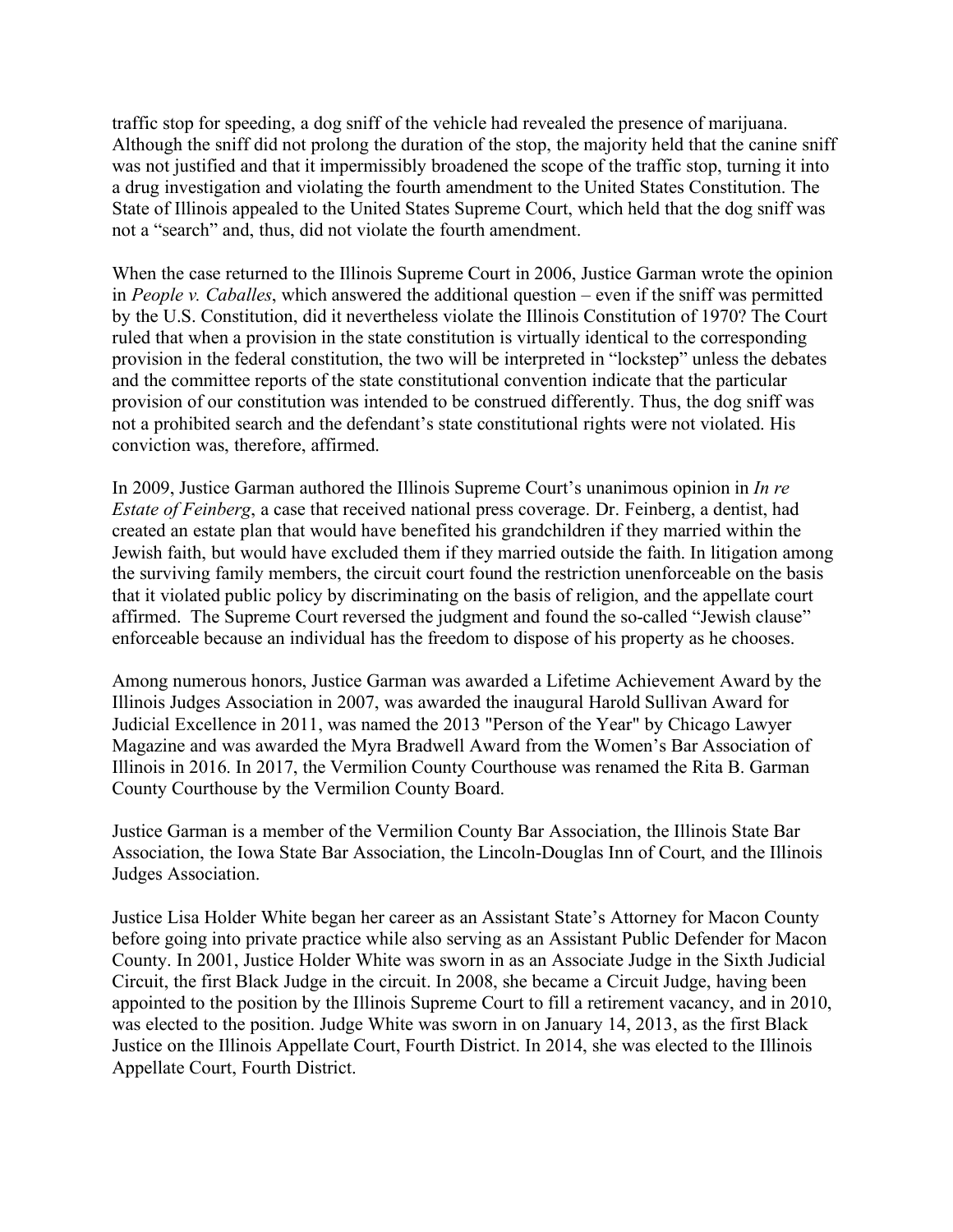traffic stop for speeding, a dog sniff of the vehicle had revealed the presence of marijuana. Although the sniff did not prolong the duration of the stop, the majority held that the canine sniff was not justified and that it impermissibly broadened the scope of the traffic stop, turning it into a drug investigation and violating the fourth amendment to the United States Constitution. The State of Illinois appealed to the United States Supreme Court, which held that the dog sniff was not a "search" and, thus, did not violate the fourth amendment.

When the case returned to the Illinois Supreme Court in 2006, Justice Garman wrote the opinion in *People v. Caballes*, which answered the additional question – even if the sniff was permitted by the U.S. Constitution, did it nevertheless violate the Illinois Constitution of 1970? The Court ruled that when a provision in the state constitution is virtually identical to the corresponding provision in the federal constitution, the two will be interpreted in "lockstep" unless the debates and the committee reports of the state constitutional convention indicate that the particular provision of our constitution was intended to be construed differently. Thus, the dog sniff was not a prohibited search and the defendant's state constitutional rights were not violated. His conviction was, therefore, affirmed.

In 2009, Justice Garman authored the Illinois Supreme Court's unanimous opinion in *In re Estate of Feinberg*, a case that received national press coverage. Dr. Feinberg, a dentist, had created an estate plan that would have benefited his grandchildren if they married within the Jewish faith, but would have excluded them if they married outside the faith. In litigation among the surviving family members, the circuit court found the restriction unenforceable on the basis that it violated public policy by discriminating on the basis of religion, and the appellate court affirmed. The Supreme Court reversed the judgment and found the so-called "Jewish clause" enforceable because an individual has the freedom to dispose of his property as he chooses.

Among numerous honors, Justice Garman was awarded a Lifetime Achievement Award by the Illinois Judges Association in 2007, was awarded the inaugural Harold Sullivan Award for Judicial Excellence in 2011, was named the 2013 "Person of the Year" by Chicago Lawyer Magazine and was awarded the Myra Bradwell Award from the Women's Bar Association of Illinois in 2016. In 2017, the Vermilion County Courthouse was renamed the Rita B. Garman County Courthouse by the Vermilion County Board.

Justice Garman is a member of the Vermilion County Bar Association, the Illinois State Bar Association, the Iowa State Bar Association, the Lincoln-Douglas Inn of Court, and the Illinois Judges Association.

Justice Lisa Holder White began her career as an Assistant State's Attorney for Macon County before going into private practice while also serving as an Assistant Public Defender for Macon County. In 2001, Justice Holder White was sworn in as an Associate Judge in the Sixth Judicial Circuit, the first Black Judge in the circuit. In 2008, she became a Circuit Judge, having been appointed to the position by the Illinois Supreme Court to fill a retirement vacancy, and in 2010, was elected to the position. Judge White was sworn in on January 14, 2013, as the first Black Justice on the Illinois Appellate Court, Fourth District. In 2014, she was elected to the Illinois Appellate Court, Fourth District.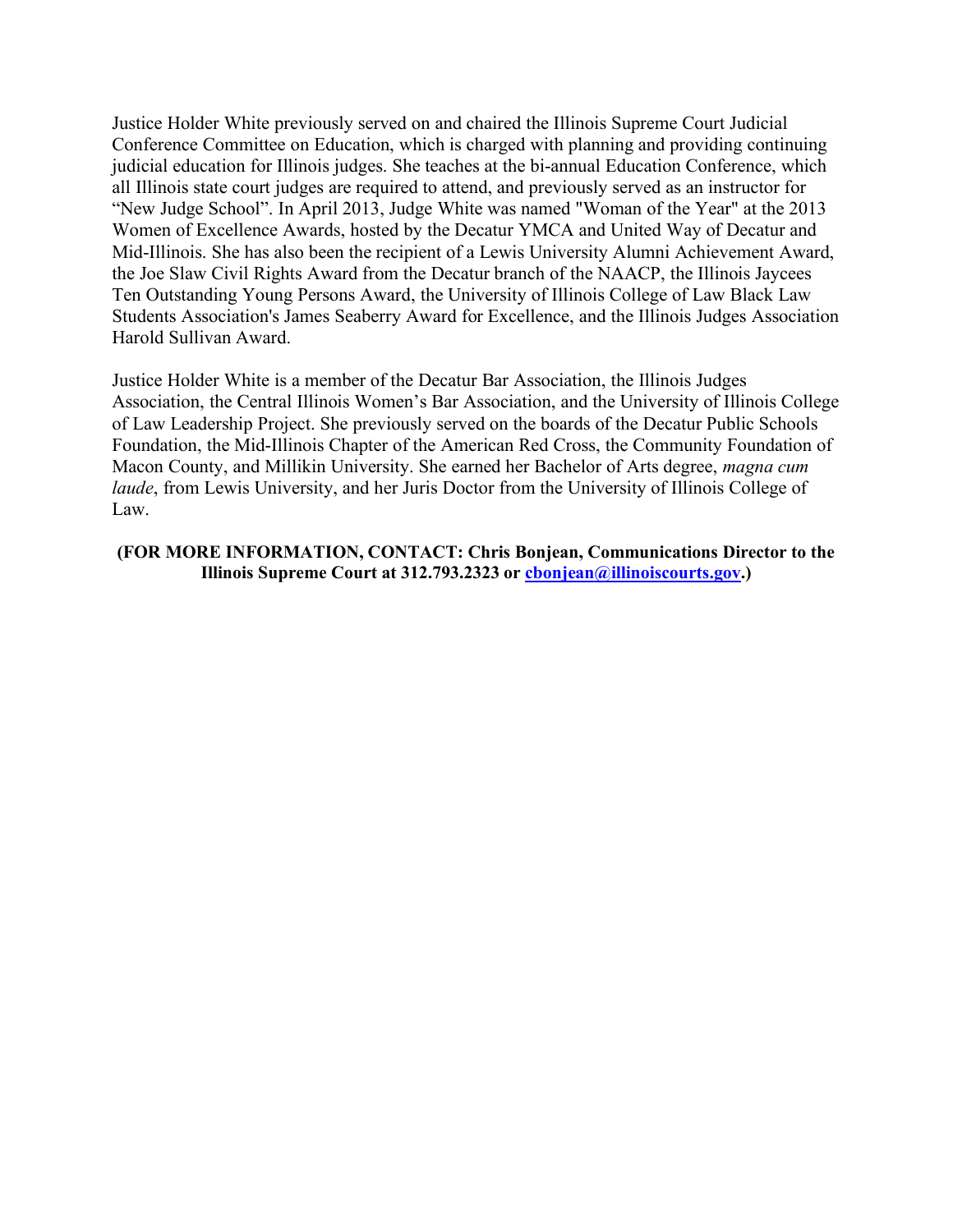Justice Holder White previously served on and chaired the Illinois Supreme Court Judicial Conference Committee on Education, which is charged with planning and providing continuing judicial education for Illinois judges. She teaches at the bi-annual Education Conference, which all Illinois state court judges are required to attend, and previously served as an instructor for "New Judge School". In April 2013, Judge White was named "Woman of the Year" at the 2013 Women of Excellence Awards, hosted by the Decatur YMCA and United Way of Decatur and Mid-Illinois. She has also been the recipient of a Lewis University Alumni Achievement Award, the Joe Slaw Civil Rights Award from the Decatur branch of the NAACP, the Illinois Jaycees Ten Outstanding Young Persons Award, the University of Illinois College of Law Black Law Students Association's James Seaberry Award for Excellence, and the Illinois Judges Association Harold Sullivan Award.

Justice Holder White is a member of the Decatur Bar Association, the Illinois Judges Association, the Central Illinois Women's Bar Association, and the University of Illinois College of Law Leadership Project. She previously served on the boards of the Decatur Public Schools Foundation, the Mid-Illinois Chapter of the American Red Cross, the Community Foundation of Macon County, and Millikin University. She earned her Bachelor of Arts degree, *magna cum laude*, from Lewis University, and her Juris Doctor from the University of Illinois College of Law.

**(FOR MORE INFORMATION, CONTACT: Chris Bonjean, Communications Director to the Illinois Supreme Court at 312.793.2323 or [cbonjean@illinoiscourts.gov](mailto:cbonjean@illinoiscourts.gov).)**